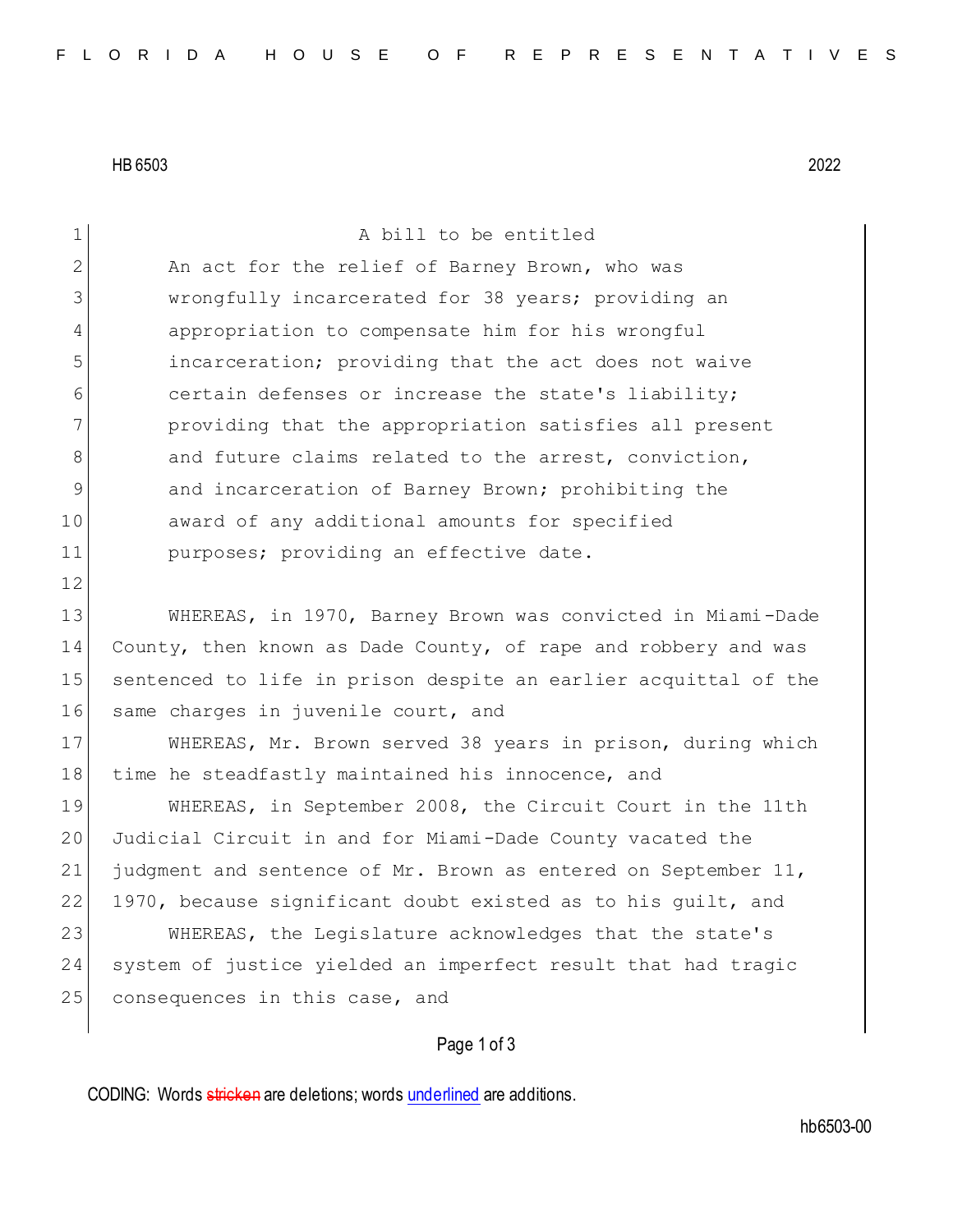HB 6503 2022

A bill to be entitled

An act for the relief of Barney Brown, who was wrongfully incarcerated for 38 years; providing an appropriation to compensate him for his wrongful incarceration; providing that the act does not waive certain defenses or increase the state's liability; providing that the appropriation satisfies all present and future claims related to the arrest, conviction, and incarceration of Barney Brown; prohibiting the award of any additional amounts for specified purposes; providing an effective date.

WHEREAS, in 1970, Barney Brown was convicted in Miami-Dade County, then known as Dade County, of rape and robbery and was sentenced to life in prison despite an earlier acquittal of the same charges in juvenile court, and

WHEREAS, Mr. Brown served 38 years in prison, during which time he steadfastly maintained his innocence, and

WHEREAS, in September 2008, the Circuit Court in the 11th Judicial Circuit in and for Miami-Dade County vacated the judgment and sentence of Mr. Brown as entered on September 11, 1970, because significant doubt existed as to his guilt, and

WHEREAS, the Legislature acknowledges that the state's system of justice yielded an imperfect result that had tragic consequences in this case, and

CODING: Words stricken are deletions; words underlined are additions.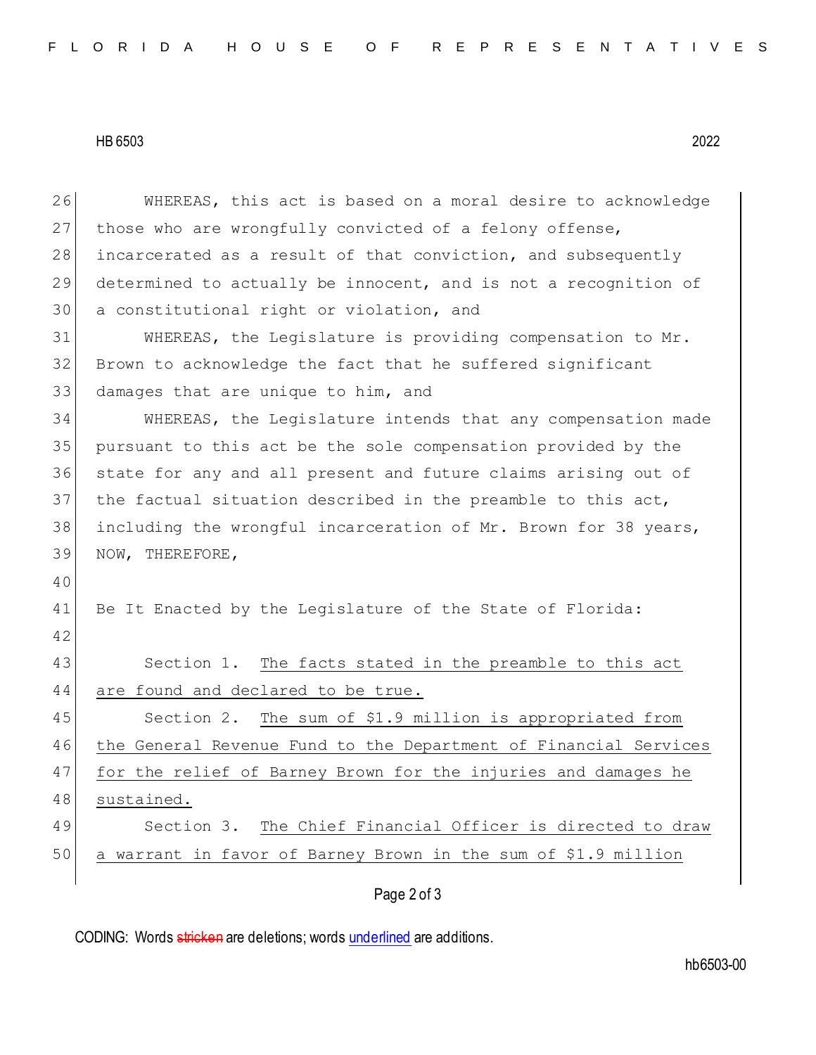WHEREAS, this act is based on a moral desire to acknowledge those who are wrongfully convicted of a felony offense, incarcerated as a result of that conviction, and subsequently determined to actually be innocent, and is not a recognition of a constitutional right or violation, and

WHEREAS, the Legislature is providing compensation to Mr. Brown to acknowledge the fact that he suffered significant damages that are unique to him, and

WHEREAS, the Legislature intends that any compensation made pursuant to this act be the sole compensation provided by the state for any and all present and future claims arising out of the factual situation described in the preamble to this act, including the wrongful incarceration of Mr. Brown for 38 years, NOW, THEREFORE,

Be It Enacted by the Legislature of the State of Florida:

Section 1. The facts stated in the preamble to this act are found and declared to be true.

Section 2. The sum of $1.9 million is appropriated from the General Revenue Fund to the Department of Financial Services for the relief of Barney Brown for the injuries and damages he sustained.

Section 3. The Chief Financial Officer is directed to draw a warrant in favor of Barney Brown in the sum of $1.9 million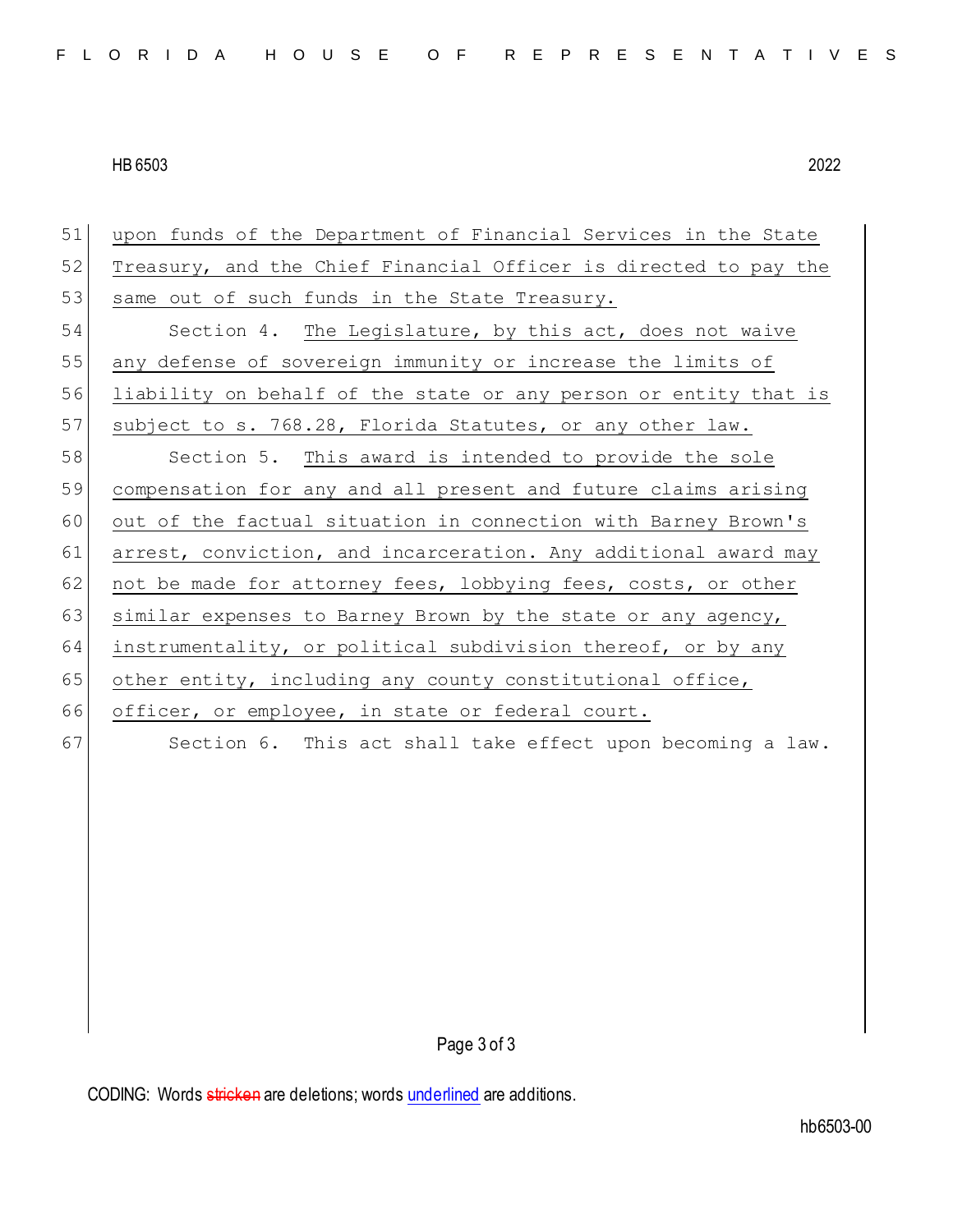upon funds of the Department of Financial Services in the State Treasury, and the Chief Financial Officer is directed to pay the same out of such funds in the State Treasury.

Section 4. The Legislature, by this act, does not waive any defense of sovereign immunity or increase the limits of liability on behalf of the state or any person or entity that is subject to s. 768.28, Florida Statutes, or any other law.

Section 5. This award is intended to provide the sole compensation for any and all present and future claims arising out of the factual situation in connection with Barney Brown's arrest, conviction, and incarceration. Any additional award may not be made for attorney fees, lobbying fees, costs, or other similar expenses to Barney Brown by the state or any agency, instrumentality, or political subdivision thereof, or by any other entity, including any county constitutional office, officer, or employee, in state or federal court.

Section 6. This act shall take effect upon becoming a law.